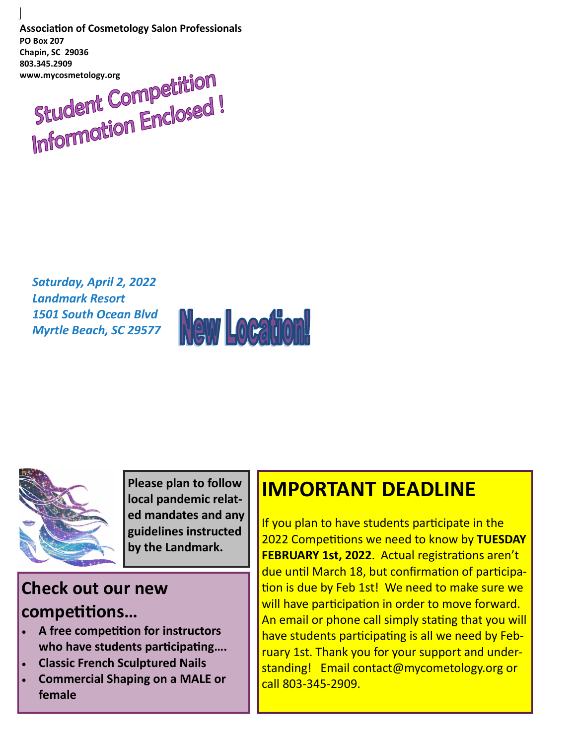**Association of Cosmetology Salon Professionals**
**PO Box 207**
**Chapin, SC 29036**
**803.345.2909**
**www.mycosmetology.org**

# Student Competition Information Enclosed !

***Saturday, April 2, 2022***
***Landmark Resort***
***1501 South Ocean Blvd***
***Myrtle Beach, SC 29577***

**New Location!**

**Please plan to follow local pandemic related mandates and any guidelines instructed by the Landmark.**

## Check out our new competitions…

- **A free competition for instructors who have students participating….**
- **Classic French Sculptured Nails**
- **Commercial Shaping on a MALE or female**

## IMPORTANT DEADLINE

If you plan to have students participate in the 2022 Competitions we need to know by **TUESDAY FEBRUARY 1st, 2022**. Actual registrations aren't due until March 18, but confirmation of participation is due by Feb 1st! We need to make sure we will have participation in order to move forward. An email or phone call simply stating that you will have students participating is all we need by February 1st. Thank you for your support and understanding! Email contact@mycometology.org or call 803-345-2909.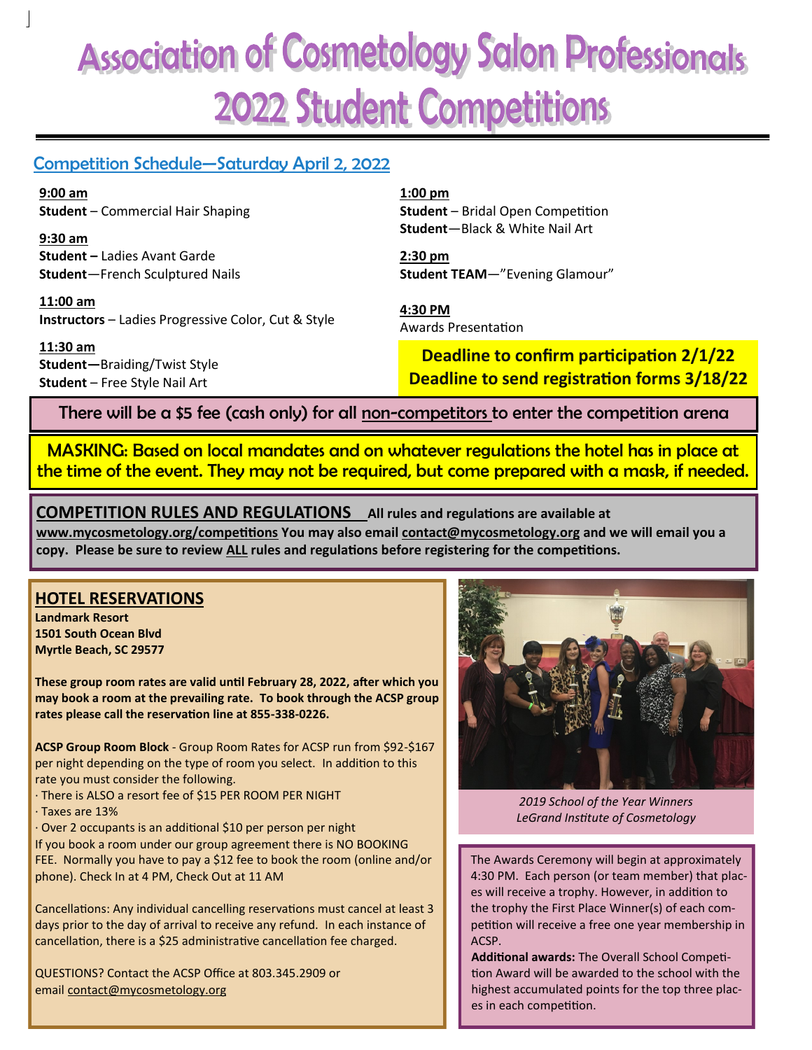# Association of Cosmetology Salon Professionals 2022 Student Competitions

## Competition Schedule—Saturday April 2, 2022

**9:00 am**
**Student** – Commercial Hair Shaping

**9:30 am**
**Student –** Ladies Avant Garde
**Student**—French Sculptured Nails

**11:00 am**
**Instructors** – Ladies Progressive Color, Cut & Style

**11:30 am**
**Student—**Braiding/Twist Style
**Student** – Free Style Nail Art

**1:00 pm**
**Student** – Bridal Open Competition
**Student**—Black & White Nail Art

**2:30 pm**
**Student TEAM**—"Evening Glamour"

**4:30 PM**
Awards Presentation

**Deadline to confirm participation 2/1/22**
**Deadline to send registration forms 3/18/22**

There will be a $5 fee (cash only) for all non-competitors to enter the competition arena

MASKING: Based on local mandates and on whatever regulations the hotel has in place at the time of the event. They may not be required, but come prepared with a mask, if needed.

**COMPETITION RULES AND REGULATIONS** **All rules and regulations are available at www.mycosmetology.org/competitions You may also email contact@mycosmetology.org and we will email you a copy. Please be sure to review ALL rules and regulations before registering for the competitions.**

## HOTEL RESERVATIONS

**Landmark Resort**
**1501 South Ocean Blvd**
**Myrtle Beach, SC 29577**

**These group room rates are valid until February 28, 2022, after which you may book a room at the prevailing rate. To book through the ACSP group rates please call the reservation line at 855-338-0226.**

**ACSP Group Room Block** - Group Room Rates for ACSP run from $92-$167 per night depending on the type of room you select. In addition to this rate you must consider the following.

- There is ALSO a resort fee of $15 PER ROOM PER NIGHT
- Taxes are 13%
- Over 2 occupants is an additional $10 per person per night

If you book a room under our group agreement there is NO BOOKING FEE. Normally you have to pay a $12 fee to book the room (online and/or phone). Check In at 4 PM, Check Out at 11 AM

Cancellations: Any individual cancelling reservations must cancel at least 3 days prior to the day of arrival to receive any refund. In each instance of cancellation, there is a $25 administrative cancellation fee charged.

QUESTIONS? Contact the ACSP Office at 803.345.2909 or email contact@mycosmetology.org

*2019 School of the Year Winners*
*LeGrand Institute of Cosmetology*

The Awards Ceremony will begin at approximately 4:30 PM. Each person (or team member) that places will receive a trophy. However, in addition to the trophy the First Place Winner(s) of each competition will receive a free one year membership in ACSP.

**Additional awards:** The Overall School Competition Award will be awarded to the school with the highest accumulated points for the top three places in each competition.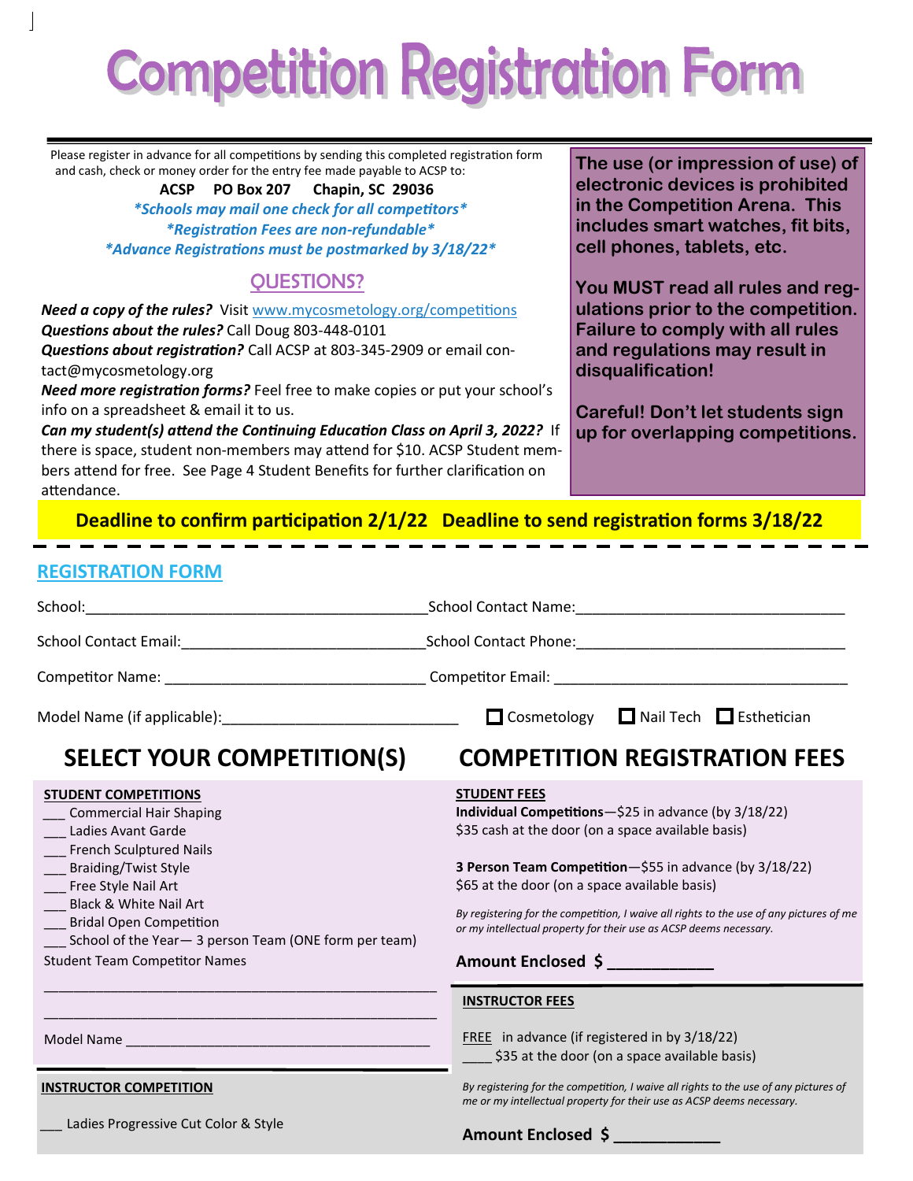# Competition Registration Form

Please register in advance for all competitions by sending this completed registration form and cash, check or money order for the entry fee made payable to ACSP to:

**ACSP PO Box 207 Chapin, SC 29036**

***Schools may mail one check for all competitors***

***Registration Fees are non-refundable***

***Advance Registrations must be postmarked by 3/18/22***

## QUESTIONS?

***Need a copy of the rules?*** Visit www.mycosmetology.org/competitions

***Questions about the rules?*** Call Doug 803-448-0101

***Questions about registration?*** Call ACSP at 803-345-2909 or email contact@mycosmetology.org

***Need more registration forms?*** Feel free to make copies or put your school's info on a spreadsheet & email it to us.

***Can my student(s) attend the Continuing Education Class on April 3, 2022?*** If there is space, student non-members may attend for $10. ACSP Student members attend for free. See Page 4 Student Benefits for further clarification on attendance.

**The use (or impression of use) of electronic devices is prohibited in the Competition Arena. This includes smart watches, fit bits, cell phones, tablets, etc.**

**You MUST read all rules and regulations prior to the competition. Failure to comply with all rules and regulations may result in disqualification!**

**Careful! Don't let students sign up for overlapping competitions.**

**Deadline to confirm participation 2/1/22 Deadline to send registration forms 3/18/22**

## REGISTRATION FORM

School:__________________________________________ School Contact Name:________________________________

School Contact Email:_____________________________ School Contact Phone:_______________________________

Competitor Name: ________________________________ Competitor Email: __________________________________

Model Name (if applicable):____________________________ ☐ Cosmetology ☐ Nail Tech ☐ Esthetician

## SELECT YOUR COMPETITION(S)

**STUDENT COMPETITIONS**

___ Commercial Hair Shaping
___ Ladies Avant Garde
___ French Sculptured Nails
___ Braiding/Twist Style
___ Free Style Nail Art
___ Black & White Nail Art
___ Bridal Open Competition
___ School of the Year— 3 person Team (ONE form per team)

Student Team Competitor Names

______________________________________________________

______________________________________________________

Model Name ___________________________________________

**INSTRUCTOR COMPETITION**

___ Ladies Progressive Cut Color & Style

## COMPETITION REGISTRATION FEES

**STUDENT FEES**

**Individual Competitions**—$25 in advance (by 3/18/22)
$35 cash at the door (on a space available basis)

**3 Person Team Competition**—$55 in advance (by 3/18/22)
$65 at the door (on a space available basis)

*By registering for the competition, I waive all rights to the use of any pictures of me or my intellectual property for their use as ACSP deems necessary.*

**Amount Enclosed $ ___________**

**INSTRUCTOR FEES**

FREE in advance (if registered in by 3/18/22)
____ $35 at the door (on a space available basis)

*By registering for the competition, I waive all rights to the use of any pictures of me or my intellectual property for their use as ACSP deems necessary.*

**Amount Enclosed $ ___________**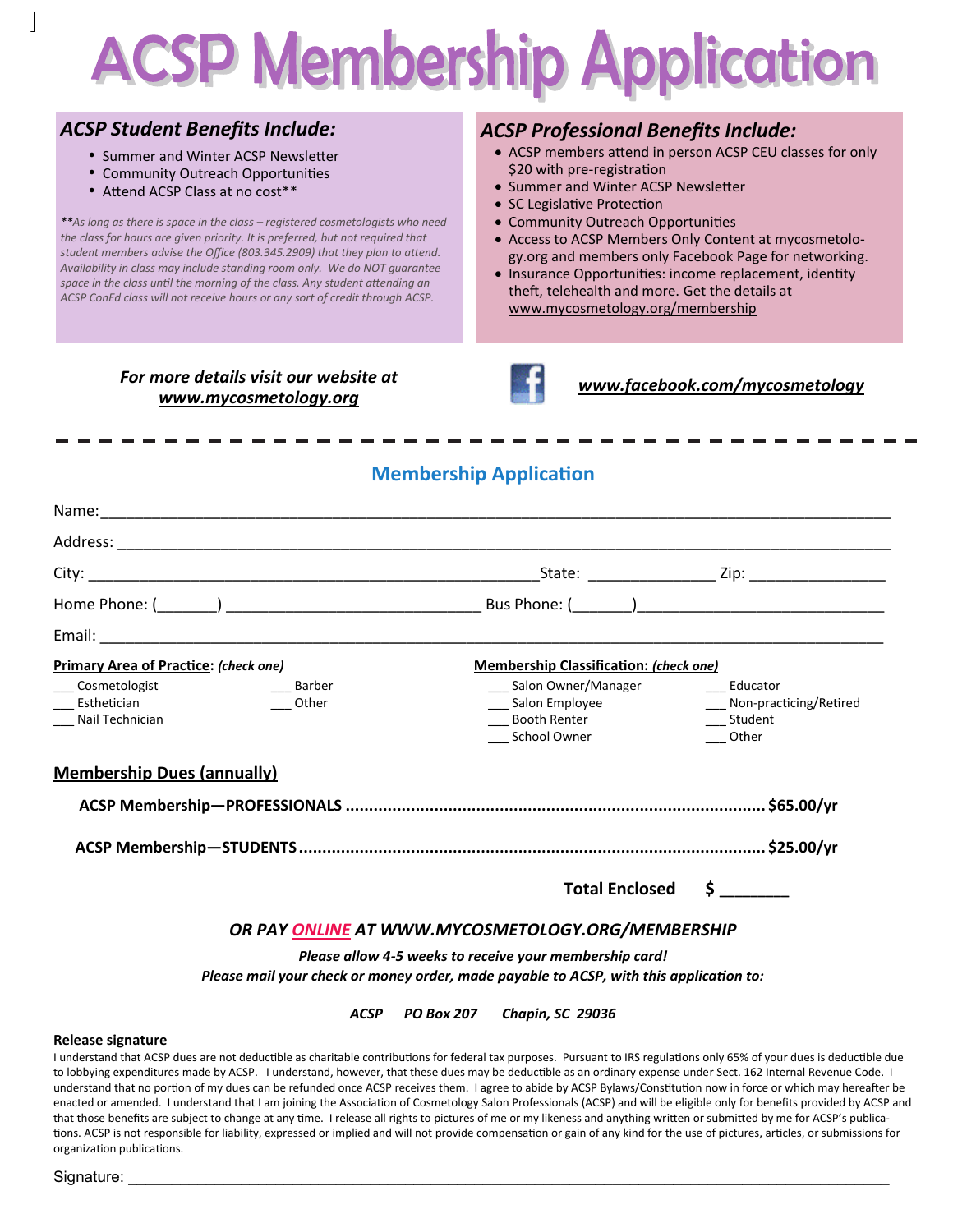# ACSP Membership Application

## *ACSP Student Benefits Include:*

- Summer and Winter ACSP Newsletter
- Community Outreach Opportunities
- Attend ACSP Class at no cost**

*\*\*As long as there is space in the class – registered cosmetologists who need the class for hours are given priority. It is preferred, but not required that student members advise the Office (803.345.2909) that they plan to attend. Availability in class may include standing room only. We do NOT guarantee space in the class until the morning of the class. Any student attending an ACSP ConEd class will not receive hours or any sort of credit through ACSP.*

## *ACSP Professional Benefits Include:*

- ACSP members attend in person ACSP CEU classes for only $20 with pre-registration
- Summer and Winter ACSP Newsletter
- SC Legislative Protection
- Community Outreach Opportunities
- Access to ACSP Members Only Content at mycosmetology.org and members only Facebook Page for networking.
- Insurance Opportunities: income replacement, identity theft, telehealth and more. Get the details at www.mycosmetology.org/membership

***For more details visit our website at www.mycosmetology.org***

***www.facebook.com/mycosmetology***

---

## Membership Application

Name:_______________________________________________

Address: _____________________________________________

City: ______________________________ State: __________ Zip: ___________

Home Phone: (_______) ____________________ Bus Phone: (_______)____________________

Email: _______________________________________________

**Primary Area of Practice:** ***(check one)***

___ Cosmetologist
___ Esthetician
___ Nail Technician
___ Barber
___ Other

**Membership Classification:** ***(check one)***

___ Salon Owner/Manager
___ Salon Employee
___ Booth Renter
___ School Owner
___ Educator
___ Non-practicing/Retired
___ Student
___ Other

**Membership Dues (annually)**

**ACSP Membership—PROFESSIONALS .................... $65.00/yr**

**ACSP Membership—STUDENTS .................... $25.00/yr**

**Total Enclosed $ _______**

***OR PAY ONLINE AT WWW.MYCOSMETOLOGY.ORG/MEMBERSHIP***

***Please allow 4-5 weeks to receive your membership card!***

***Please mail your check or money order, made payable to ACSP, with this application to:***

***ACSP PO Box 207 Chapin, SC 29036***

**Release signature**

I understand that ACSP dues are not deductible as charitable contributions for federal tax purposes. Pursuant to IRS regulations only 65% of your dues is deductible due to lobbying expenditures made by ACSP. I understand, however, that these dues may be deductible as an ordinary expense under Sect. 162 Internal Revenue Code. I understand that no portion of my dues can be refunded once ACSP receives them. I agree to abide by ACSP Bylaws/Constitution now in force or which may hereafter be enacted or amended. I understand that I am joining the Association of Cosmetology Salon Professionals (ACSP) and will be eligible only for benefits provided by ACSP and that those benefits are subject to change at any time. I release all rights to pictures of me or my likeness and anything written or submitted by me for ACSP's publications. ACSP is not responsible for liability, expressed or implied and will not provide compensation or gain of any kind for the use of pictures, articles, or submissions for organization publications.

Signature: _______________________________________________